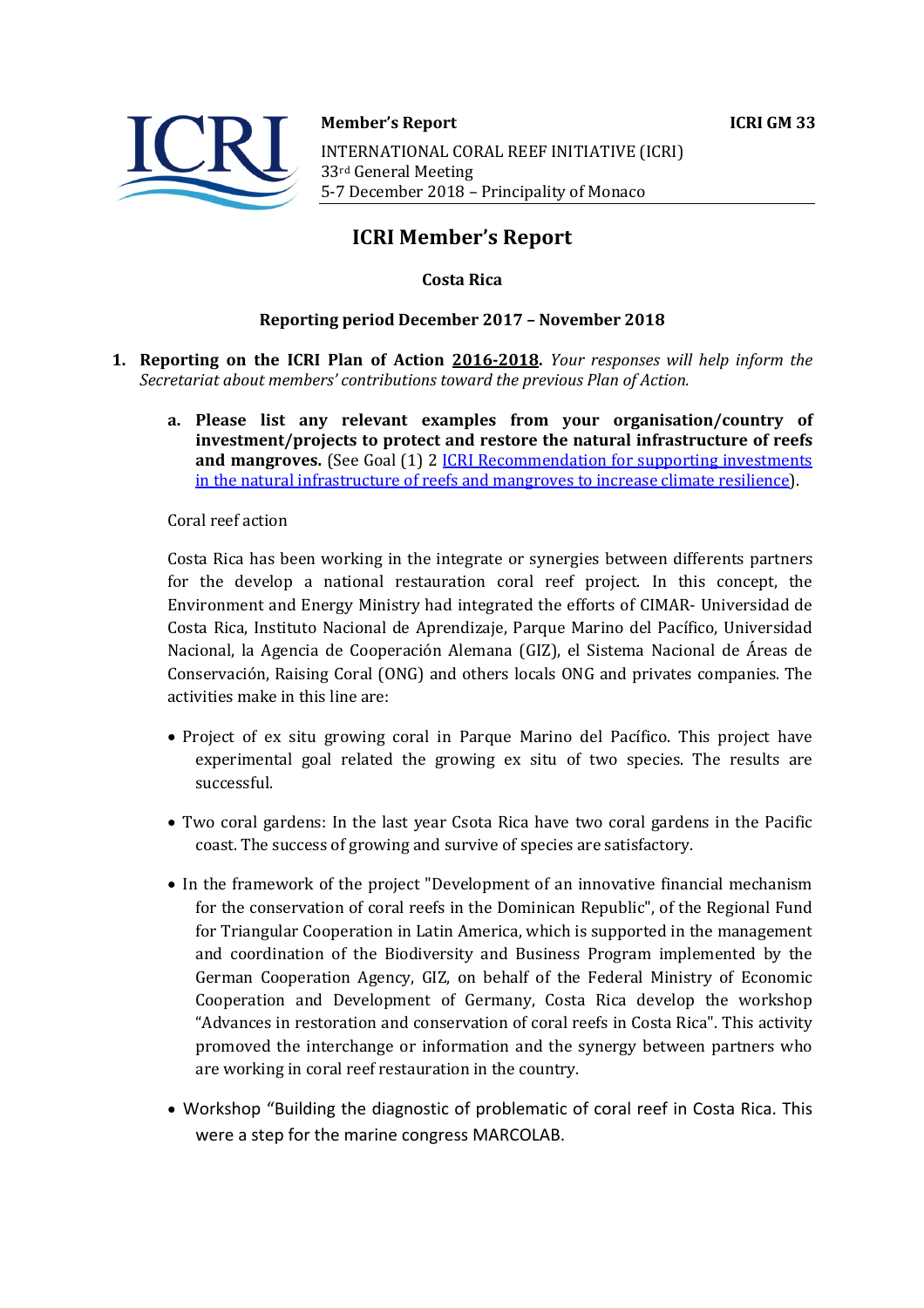**Member's Report** **ICRI GM 33**

INTERNATIONAL CORAL REEF INITIATIVE (ICRI)
33rd General Meeting
5-7 December 2018 – Principality of Monaco

# ICRI Member's Report

**Costa Rica**

**Reporting period December 2017 – November 2018**

1. **Reporting on the ICRI Plan of Action 2016-2018.** *Your responses will help inform the Secretariat about members' contributions toward the previous Plan of Action.*

   a. **Please list any relevant examples from your organisation/country of investment/projects to protect and restore the natural infrastructure of reefs and mangroves.** (See Goal (1) 2 [ICRI Recommendation for supporting investments in the natural infrastructure of reefs and mangroves to increase climate resilience]).

Coral reef action

Costa Rica has been working in the integrate or synergies between differents partners for the develop a national restauration coral reef project. In this concept, the Environment and Energy Ministry had integrated the efforts of CIMAR- Universidad de Costa Rica, Instituto Nacional de Aprendizaje, Parque Marino del Pacífico, Universidad Nacional, la Agencia de Cooperación Alemana (GIZ), el Sistema Nacional de Áreas de Conservación, Raising Coral (ONG) and others locals ONG and privates companies. The activities make in this line are:

- Project of ex situ growing coral in Parque Marino del Pacífico. This project have experimental goal related the growing ex situ of two species. The results are successful.
- Two coral gardens: In the last year Csota Rica have two coral gardens in the Pacific coast. The success of growing and survive of species are satisfactory.
- In the framework of the project "Development of an innovative financial mechanism for the conservation of coral reefs in the Dominican Republic", of the Regional Fund for Triangular Cooperation in Latin America, which is supported in the management and coordination of the Biodiversity and Business Program implemented by the German Cooperation Agency, GIZ, on behalf of the Federal Ministry of Economic Cooperation and Development of Germany, Costa Rica develop the workshop "Advances in restoration and conservation of coral reefs in Costa Rica". This activity promoved the interchange or information and the synergy between partners who are working in coral reef restauration in the country.
- Workshop "Building the diagnostic of problematic of coral reef in Costa Rica. This were a step for the marine congress MARCOLAB.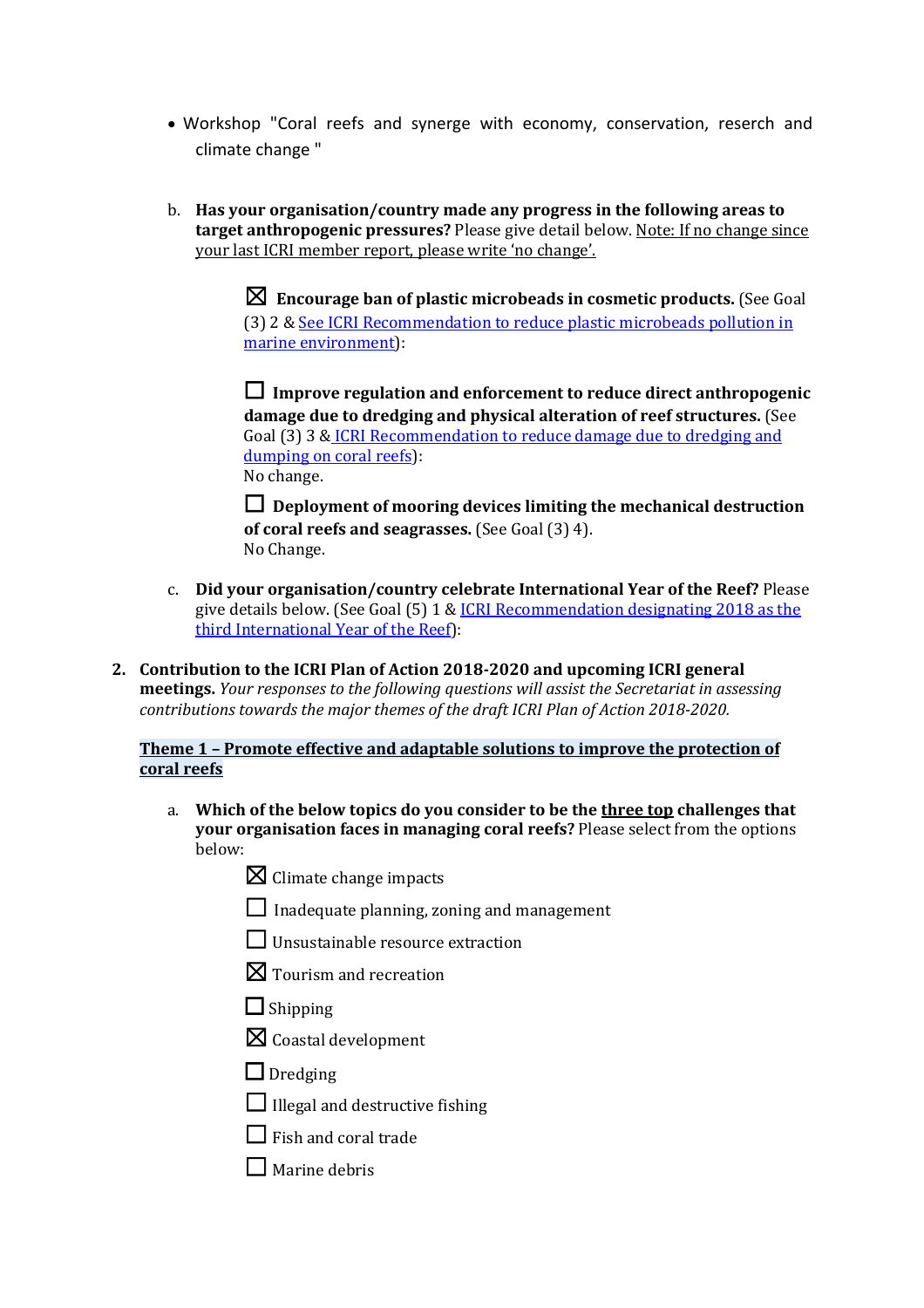- Workshop "Coral reefs and synerge with economy, conservation, reserch and climate change "

b. **Has your organisation/country made any progress in the following areas to target anthropogenic pressures?** Please give detail below. Note: If no change since your last ICRI member report, please write 'no change'.

☒ **Encourage ban of plastic microbeads in cosmetic products.** (See Goal (3) 2 & See ICRI Recommendation to reduce plastic microbeads pollution in marine environment):

☐ **Improve regulation and enforcement to reduce direct anthropogenic damage due to dredging and physical alteration of reef structures.** (See Goal (3) 3 & ICRI Recommendation to reduce damage due to dredging and dumping on coral reefs):
No change.

☐ **Deployment of mooring devices limiting the mechanical destruction of coral reefs and seagrasses.** (See Goal (3) 4).
No Change.

c. **Did your organisation/country celebrate International Year of the Reef?** Please give details below. (See Goal (5) 1 & ICRI Recommendation designating 2018 as the third International Year of the Reef):

**2. Contribution to the ICRI Plan of Action 2018-2020 and upcoming ICRI general meetings.** *Your responses to the following questions will assist the Secretariat in assessing contributions towards the major themes of the draft ICRI Plan of Action 2018-2020.*

**Theme 1 – Promote effective and adaptable solutions to improve the protection of coral reefs**

a. **Which of the below topics do you consider to be the three top challenges that your organisation faces in managing coral reefs?** Please select from the options below:

☒ Climate change impacts

☐ Inadequate planning, zoning and management

☐ Unsustainable resource extraction

☒ Tourism and recreation

☐ Shipping

☒ Coastal development

☐ Dredging

☐ Illegal and destructive fishing

☐ Fish and coral trade

☐ Marine debris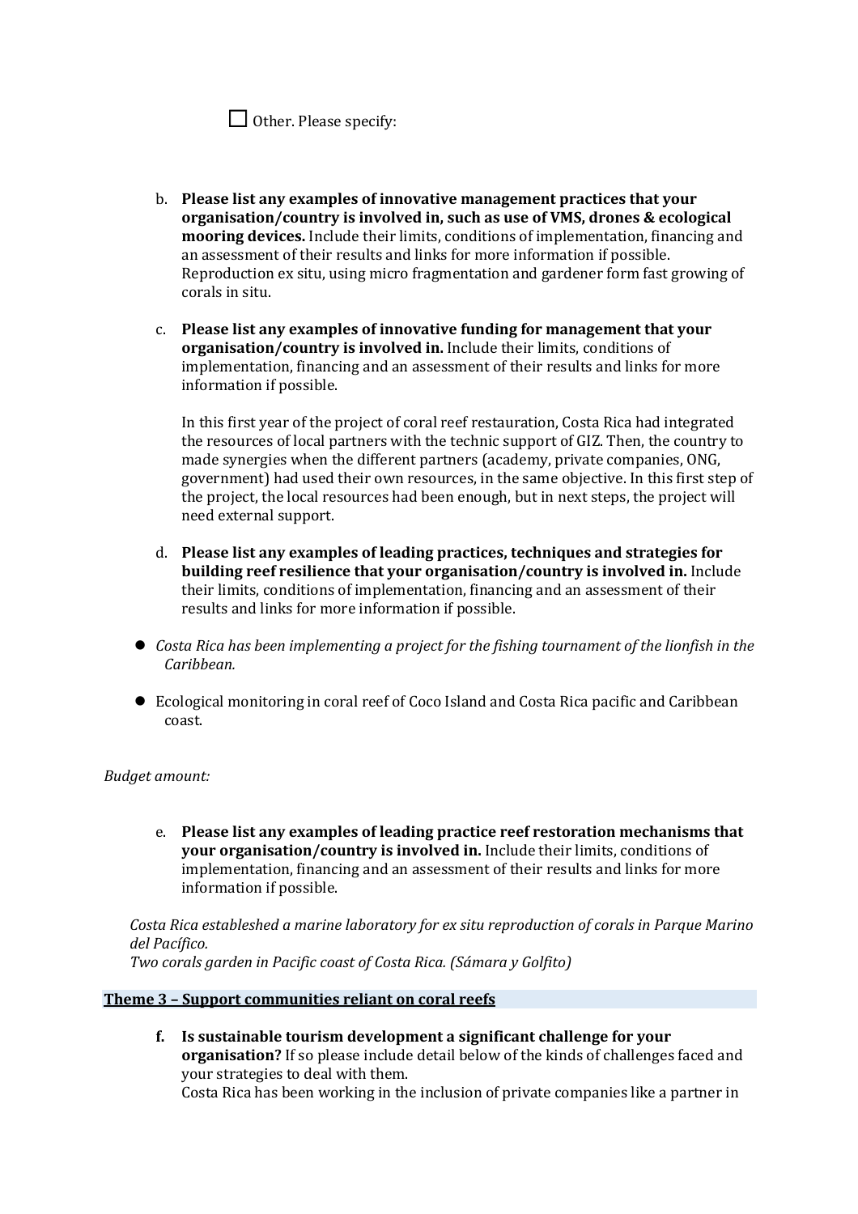☐ Other. Please specify:

b. **Please list any examples of innovative management practices that your organisation/country is involved in, such as use of VMS, drones & ecological mooring devices.** Include their limits, conditions of implementation, financing and an assessment of their results and links for more information if possible.
   Reproduction ex situ, using micro fragmentation and gardener form fast growing of corals in situ.

c. **Please list any examples of innovative funding for management that your organisation/country is involved in.** Include their limits, conditions of implementation, financing and an assessment of their results and links for more information if possible.

   In this first year of the project of coral reef restauration, Costa Rica had integrated the resources of local partners with the technic support of GIZ. Then, the country to made synergies when the different partners (academy, private companies, ONG, government) had used their own resources, in the same objective. In this first step of the project, the local resources had been enough, but in next steps, the project will need external support.

d. **Please list any examples of leading practices, techniques and strategies for building reef resilience that your organisation/country is involved in.** Include their limits, conditions of implementation, financing and an assessment of their results and links for more information if possible.

- *Costa Rica has been implementing a project for the fishing tournament of the lionfish in the Caribbean.*
- Ecological monitoring in coral reef of Coco Island and Costa Rica pacific and Caribbean coast.

*Budget amount:*

e. **Please list any examples of leading practice reef restoration mechanisms that your organisation/country is involved in.** Include their limits, conditions of implementation, financing and an assessment of their results and links for more information if possible.

*Costa Rica estableshed a marine laboratory for ex situ reproduction of corals in Parque Marino del Pacífico.*
*Two corals garden in Pacific coast of Costa Rica. (Sámara y Golfito)*

## Theme 3 – Support communities reliant on coral reefs

**f. Is sustainable tourism development a significant challenge for your organisation?** If so please include detail below of the kinds of challenges faced and your strategies to deal with them.
   Costa Rica has been working in the inclusion of private companies like a partner in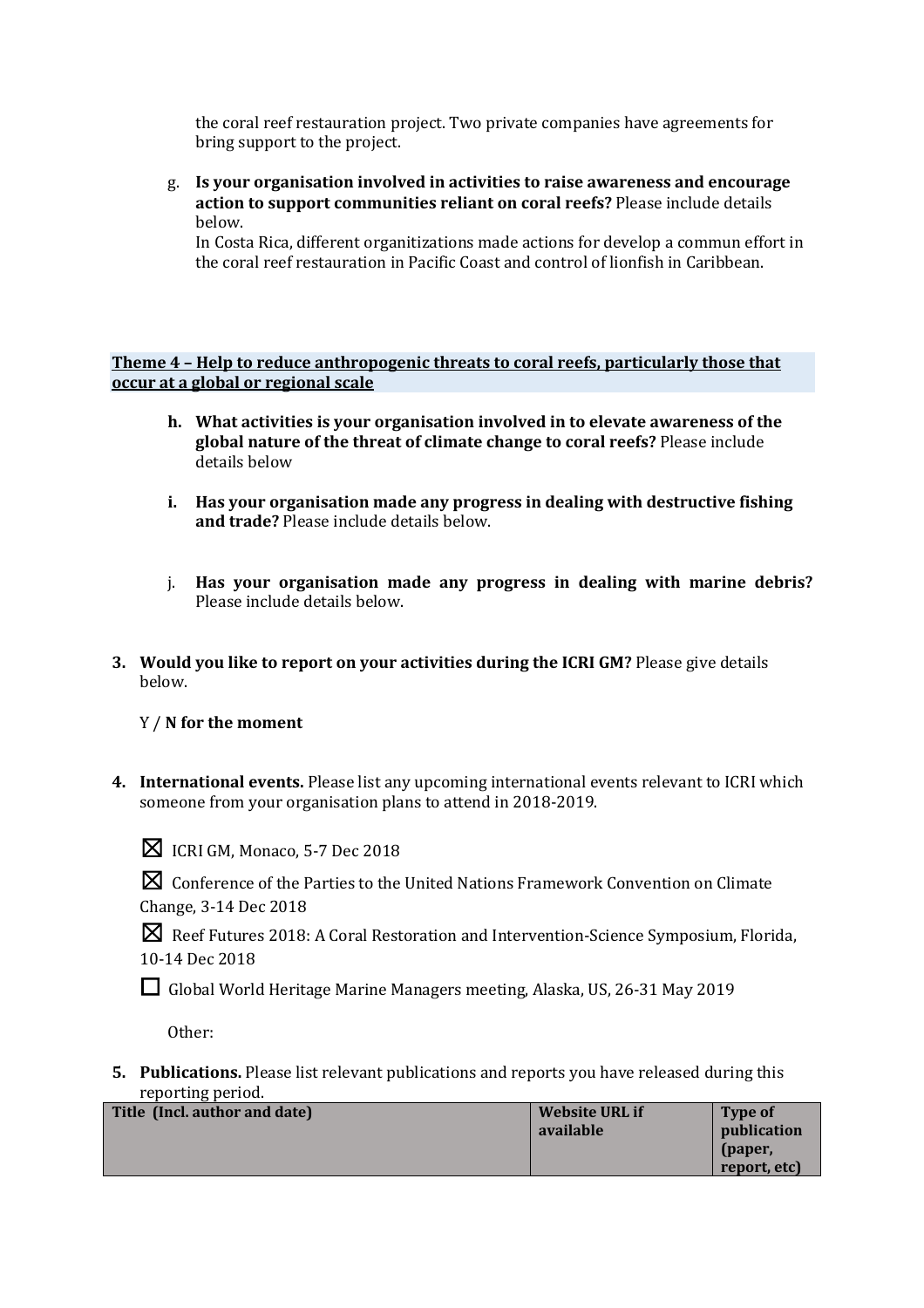the coral reef restauration project. Two private companies have agreements for bring support to the project.

g. **Is your organisation involved in activities to raise awareness and encourage action to support communities reliant on coral reefs?** Please include details below.
In Costa Rica, different organitizations made actions for develop a commun effort in the coral reef restauration in Pacific Coast and control of lionfish in Caribbean.

**Theme 4 – Help to reduce anthropogenic threats to coral reefs, particularly those that occur at a global or regional scale**

h. **What activities is your organisation involved in to elevate awareness of the global nature of the threat of climate change to coral reefs?** Please include details below

i. **Has your organisation made any progress in dealing with destructive fishing and trade?** Please include details below.

j. **Has your organisation made any progress in dealing with marine debris?** Please include details below.

3. **Would you like to report on your activities during the ICRI GM?** Please give details below.

   Y / **N for the moment**

4. **International events.** Please list any upcoming international events relevant to ICRI which someone from your organisation plans to attend in 2018-2019.

   ☒ ICRI GM, Monaco, 5-7 Dec 2018

   ☒ Conference of the Parties to the United Nations Framework Convention on Climate Change, 3-14 Dec 2018

   ☒ Reef Futures 2018: A Coral Restoration and Intervention-Science Symposium, Florida, 10-14 Dec 2018

   ☐ Global World Heritage Marine Managers meeting, Alaska, US, 26-31 May 2019

   Other:

5. **Publications.** Please list relevant publications and reports you have released during this reporting period.

| Title (Incl. author and date) | Website URL if available | Type of publication (paper, report, etc) |
|---|---|---|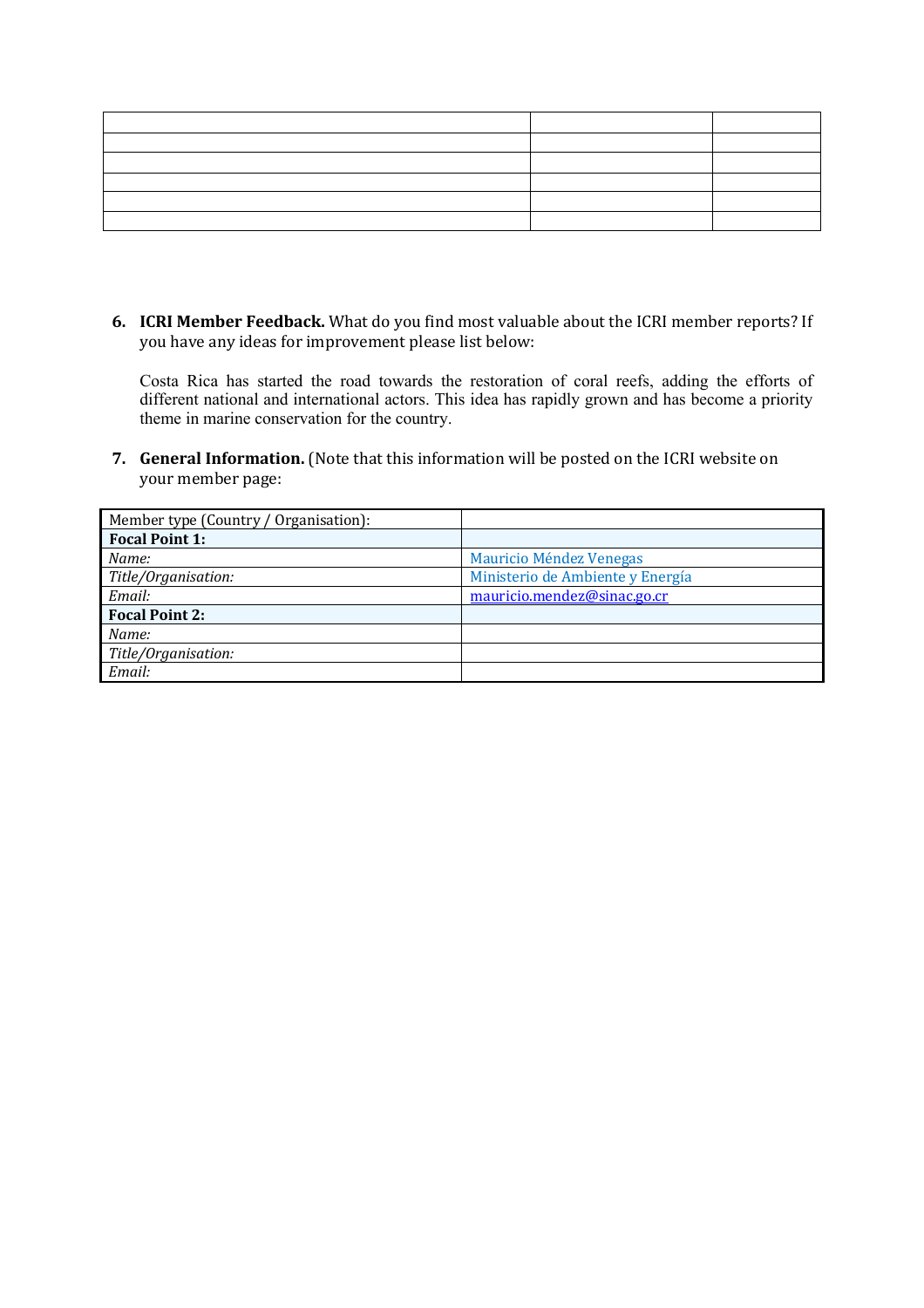| | | |
|---|---|---|
| | | |
| | | |
| | | |
| | | |
| | | |
| | | |

6. **ICRI Member Feedback.** What do you find most valuable about the ICRI member reports? If you have any ideas for improvement please list below:

   Costa Rica has started the road towards the restoration of coral reefs, adding the efforts of different national and international actors. This idea has rapidly grown and has become a priority theme in marine conservation for the country.

7. **General Information.** (Note that this information will be posted on the ICRI website on your member page:

| | |
|---|---|
| Member type (Country / Organisation): | |
| **Focal Point 1:** | |
| *Name:* | Mauricio Méndez Venegas |
| *Title/Organisation:* | Ministerio de Ambiente y Energía |
| *Email:* | mauricio.mendez@sinac.go.cr |
| **Focal Point 2:** | |
| *Name:* | |
| *Title/Organisation:* | |
| *Email:* | |